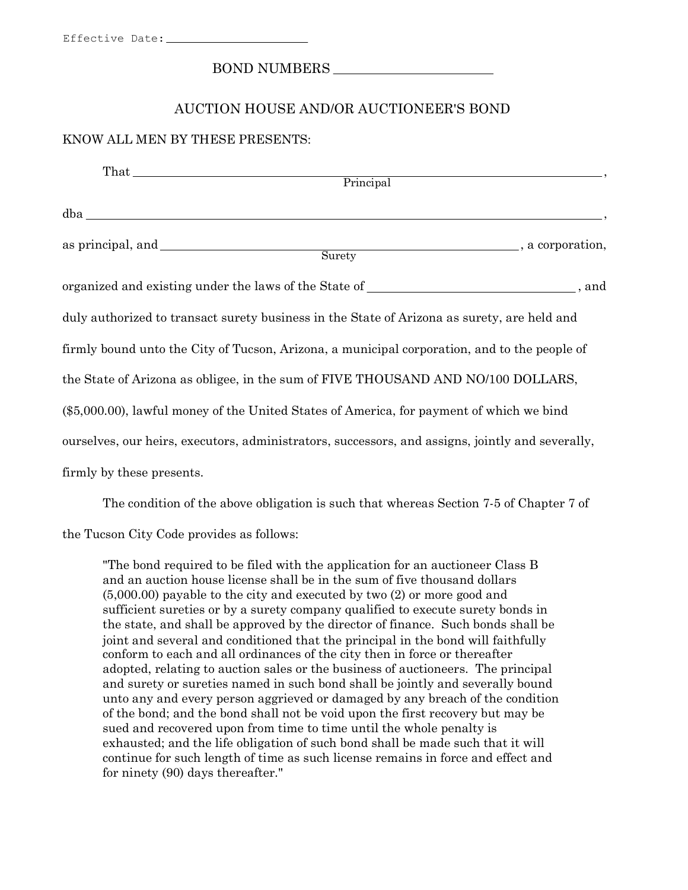Effective Date: \_\_\_\_\_\_\_\_\_\_\_\_\_\_\_\_\_\_\_\_

BOND NUMBERS \_\_\_\_\_\_\_\_\_\_\_\_\_\_\_\_\_\_\_\_

## AUCTION HOUSE AND/OR AUCTIONEER'S BOND

KNOW ALL MEN BY THESE PRESENTS:

That \_\_\_\_\_\_\_\_\_\_\_\_\_\_\_\_\_\_\_\_\_\_\_\_\_\_\_\_\_\_\_\_\_\_\_\_\_\_\_\_\_\_\_\_\_\_\_\_\_\_\_\_,
Principal

dba \_\_\_\_\_\_\_\_\_\_\_\_\_\_\_\_\_\_\_\_\_\_\_\_\_\_\_\_\_\_\_\_\_\_\_\_\_\_\_\_\_\_\_\_\_\_\_\_\_\_\_\_,

as principal, and \_\_\_\_\_\_\_\_\_\_\_\_\_\_\_\_\_\_\_\_\_\_\_\_\_\_\_\_\_\_\_\_\_\_\_\_\_\_\_\_, a corporation,
Surety

organized and existing under the laws of the State of \_\_\_\_\_\_\_\_\_\_\_\_\_\_\_\_\_\_\_\_\_\_, and duly authorized to transact surety business in the State of Arizona as surety, are held and firmly bound unto the City of Tucson, Arizona, a municipal corporation, and to the people of the State of Arizona as obligee, in the sum of FIVE THOUSAND AND NO/100 DOLLARS, ($5,000.00), lawful money of the United States of America, for payment of which we bind ourselves, our heirs, executors, administrators, successors, and assigns, jointly and severally, firmly by these presents.

The condition of the above obligation is such that whereas Section 7-5 of Chapter 7 of the Tucson City Code provides as follows:

> "The bond required to be filed with the application for an auctioneer Class B and an auction house license shall be in the sum of five thousand dollars (5,000.00) payable to the city and executed by two (2) or more good and sufficient sureties or by a surety company qualified to execute surety bonds in the state, and shall be approved by the director of finance. Such bonds shall be joint and several and conditioned that the principal in the bond will faithfully conform to each and all ordinances of the city then in force or thereafter adopted, relating to auction sales or the business of auctioneers. The principal and surety or sureties named in such bond shall be jointly and severally bound unto any and every person aggrieved or damaged by any breach of the condition of the bond; and the bond shall not be void upon the first recovery but may be sued and recovered upon from time to time until the whole penalty is exhausted; and the life obligation of such bond shall be made such that it will continue for such length of time as such license remains in force and effect and for ninety (90) days thereafter."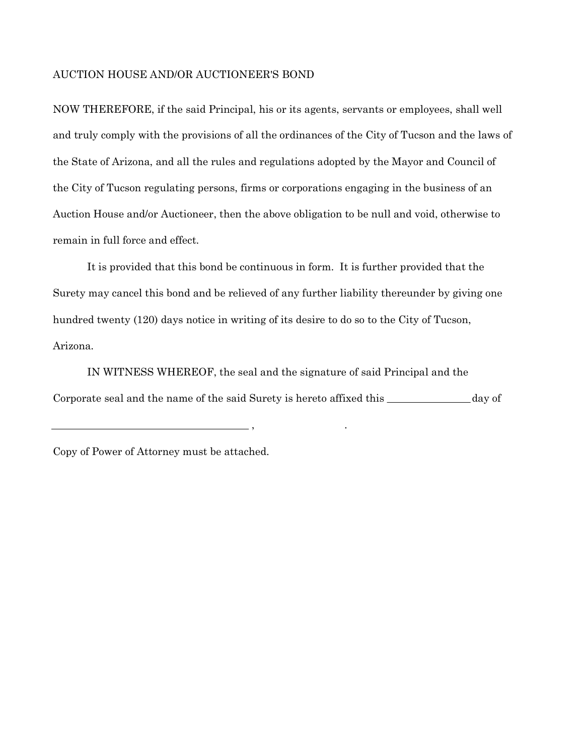AUCTION HOUSE AND/OR AUCTIONEER'S BOND

NOW THEREFORE, if the said Principal, his or its agents, servants or employees, shall well and truly comply with the provisions of all the ordinances of the City of Tucson and the laws of the State of Arizona, and all the rules and regulations adopted by the Mayor and Council of the City of Tucson regulating persons, firms or corporations engaging in the business of an Auction House and/or Auctioneer, then the above obligation to be null and void, otherwise to remain in full force and effect.

It is provided that this bond be continuous in form. It is further provided that the Surety may cancel this bond and be relieved of any further liability thereunder by giving one hundred twenty (120) days notice in writing of its desire to do so to the City of Tucson, Arizona.

IN WITNESS WHEREOF, the seal and the signature of said Principal and the Corporate seal and the name of the said Surety is hereto affixed this _______________ day of

___________________________________ , _____________________ .

Copy of Power of Attorney must be attached.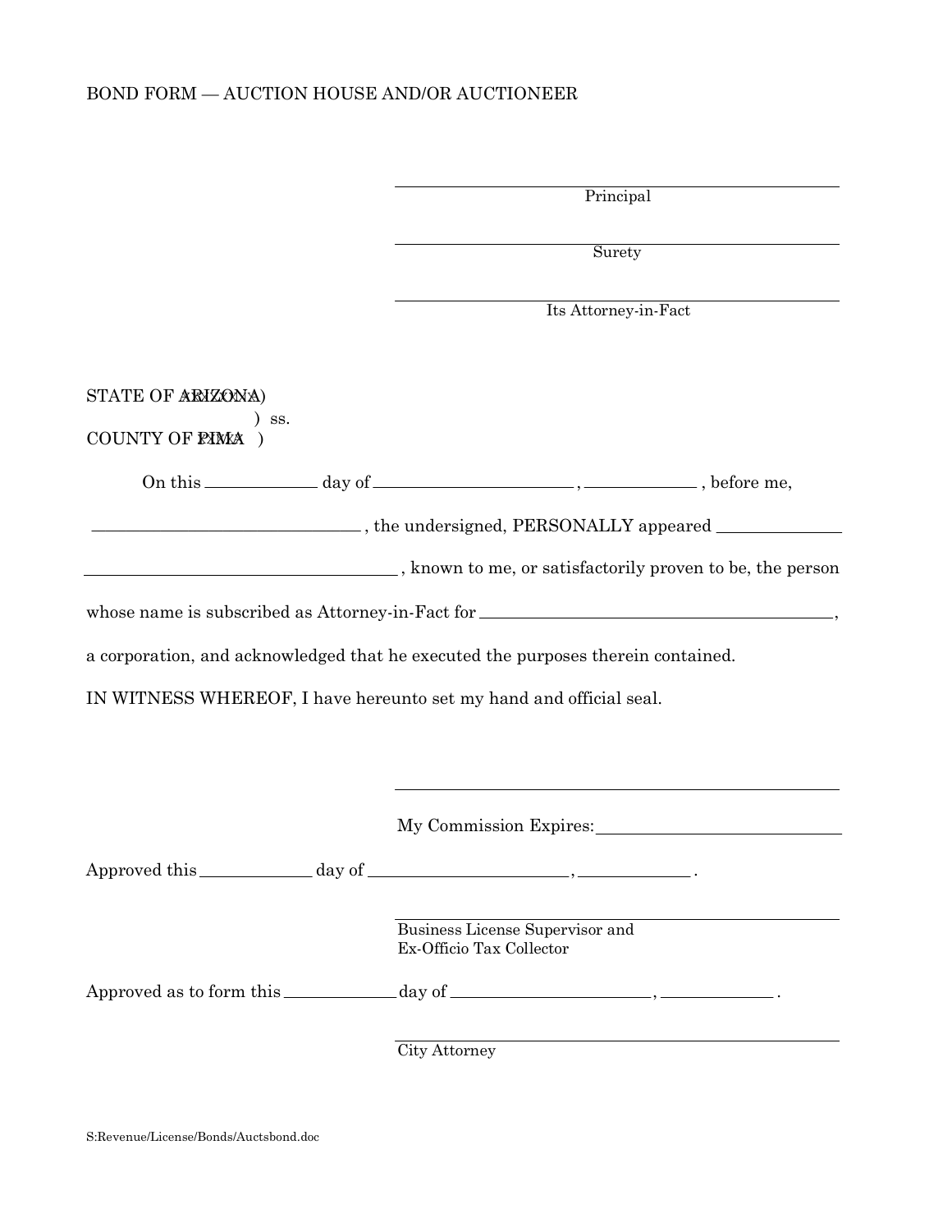BOND FORM — AUCTION HOUSE AND/OR AUCTIONEER

\_\_\_\_\_\_\_\_\_\_\_\_\_\_\_\_\_\_\_\_\_\_\_\_\_\_\_\_\_\_\_\_\_\_\_\_\_\_\_\_
Principal

\_\_\_\_\_\_\_\_\_\_\_\_\_\_\_\_\_\_\_\_\_\_\_\_\_\_\_\_\_\_\_\_\_\_\_\_\_\_\_\_
Surety

\_\_\_\_\_\_\_\_\_\_\_\_\_\_\_\_\_\_\_\_\_\_\_\_\_\_\_\_\_\_\_\_\_\_\_\_\_\_\_\_
Its Attorney-in-Fact

STATE OF ARIZONA )
) ss.
COUNTY OF PIMA )

On this \_\_\_\_\_\_\_\_\_\_ day of \_\_\_\_\_\_\_\_\_\_\_\_\_\_\_\_\_\_\_\_, \_\_\_\_\_\_\_\_\_\_, before me, \_\_\_\_\_\_\_\_\_\_\_\_\_\_\_\_\_\_\_\_\_\_\_\_\_\_, the undersigned, PERSONALLY appeared \_\_\_\_\_\_\_\_\_\_\_\_\_\_\_\_\_\_\_\_\_\_\_\_\_\_\_\_\_\_\_\_\_\_\_\_\_\_\_\_, known to me, or satisfactorily proven to be, the person whose name is subscribed as Attorney-in-Fact for \_\_\_\_\_\_\_\_\_\_\_\_\_\_\_\_\_\_\_\_\_\_\_\_\_\_\_\_\_\_\_\_\_\_, a corporation, and acknowledged that he executed the purposes therein contained.

IN WITNESS WHEREOF, I have hereunto set my hand and official seal.

\_\_\_\_\_\_\_\_\_\_\_\_\_\_\_\_\_\_\_\_\_\_\_\_\_\_\_\_\_\_\_\_\_\_\_\_\_\_\_\_

My Commission Expires: \_\_\_\_\_\_\_\_\_\_\_\_\_\_\_\_\_\_\_\_

Approved this \_\_\_\_\_\_\_\_\_\_ day of \_\_\_\_\_\_\_\_\_\_\_\_\_\_\_\_\_\_\_\_, \_\_\_\_\_\_\_\_\_\_ .

\_\_\_\_\_\_\_\_\_\_\_\_\_\_\_\_\_\_\_\_\_\_\_\_\_\_\_\_\_\_\_\_\_\_\_\_\_\_\_\_
Business License Supervisor and
Ex-Officio Tax Collector

Approved as to form this \_\_\_\_\_\_\_\_\_\_ day of \_\_\_\_\_\_\_\_\_\_\_\_\_\_\_\_\_\_\_\_, \_\_\_\_\_\_\_\_\_\_ .

\_\_\_\_\_\_\_\_\_\_\_\_\_\_\_\_\_\_\_\_\_\_\_\_\_\_\_\_\_\_\_\_\_\_\_\_\_\_\_\_
City Attorney

S:Revenue/License/Bonds/Auctsbond.doc